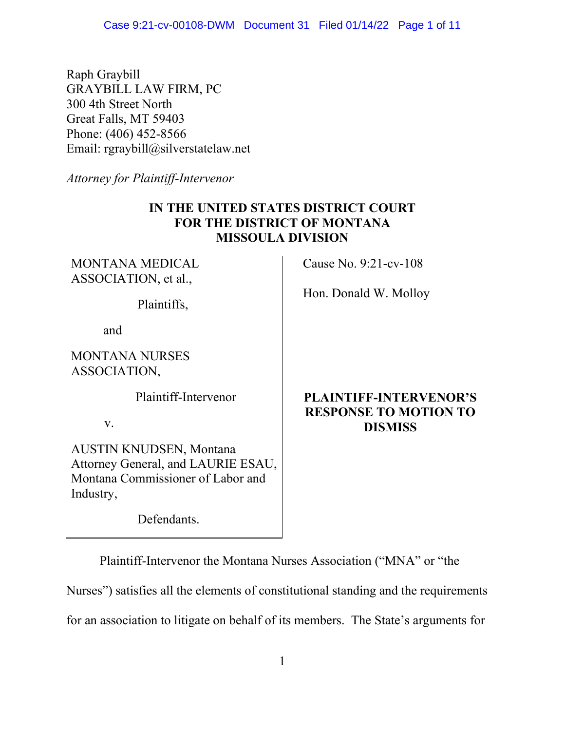Raph Graybill
GRAYBILL LAW FIRM, PC
300 4th Street North
Great Falls, MT 59403
Phone: (406) 452-8566
Email: rgraybill@silverstatelaw.net

*Attorney for Plaintiff-Intervenor*

**IN THE UNITED STATES DISTRICT COURT**
**FOR THE DISTRICT OF MONTANA**
**MISSOULA DIVISION**

| | |
|---|---|
| MONTANA MEDICAL ASSOCIATION, et al.,<br><br>Plaintiffs,<br><br>and<br><br>MONTANA NURSES ASSOCIATION,<br><br>Plaintiff-Intervenor<br><br>v.<br><br>AUSTIN KNUDSEN, Montana Attorney General, and LAURIE ESAU, Montana Commissioner of Labor and Industry,<br><br>Defendants. | Cause No. 9:21-cv-108<br><br>Hon. Donald W. Molloy<br><br><br><br>**PLAINTIFF-INTERVENOR'S RESPONSE TO MOTION TO DISMISS** |

Plaintiff-Intervenor the Montana Nurses Association ("MNA" or "the Nurses") satisfies all the elements of constitutional standing and the requirements for an association to litigate on behalf of its members. The State's arguments for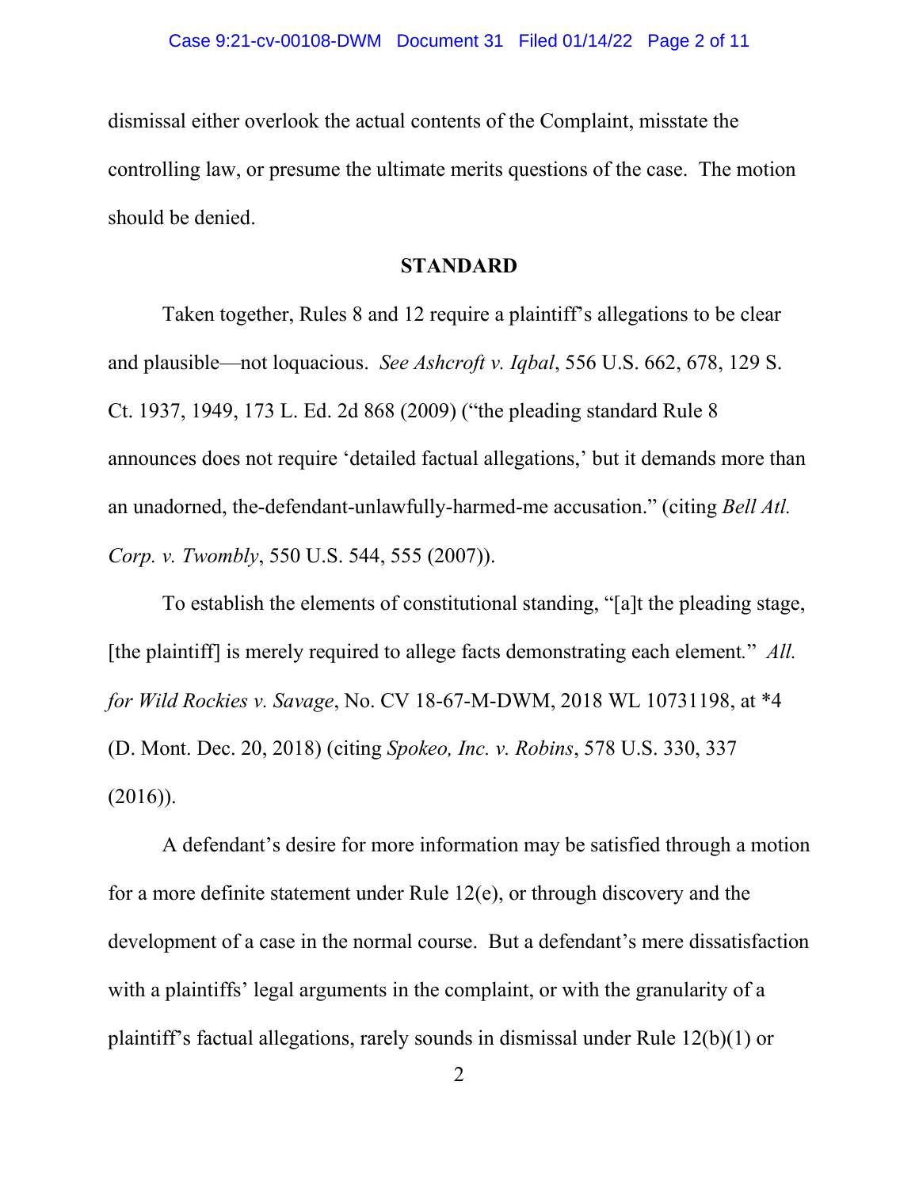dismissal either overlook the actual contents of the Complaint, misstate the controlling law, or presume the ultimate merits questions of the case. The motion should be denied.

## STANDARD

Taken together, Rules 8 and 12 require a plaintiff's allegations to be clear and plausible—not loquacious. *See Ashcroft v. Iqbal*, 556 U.S. 662, 678, 129 S. Ct. 1937, 1949, 173 L. Ed. 2d 868 (2009) ("the pleading standard Rule 8 announces does not require 'detailed factual allegations,' but it demands more than an unadorned, the-defendant-unlawfully-harmed-me accusation." (citing *Bell Atl. Corp. v. Twombly*, 550 U.S. 544, 555 (2007)).

To establish the elements of constitutional standing, "[a]t the pleading stage, [the plaintiff] is merely required to allege facts demonstrating each element." *All. for Wild Rockies v. Savage*, No. CV 18-67-M-DWM, 2018 WL 10731198, at *4 (D. Mont. Dec. 20, 2018) (citing *Spokeo, Inc. v. Robins*, 578 U.S. 330, 337 (2016)).

A defendant's desire for more information may be satisfied through a motion for a more definite statement under Rule 12(e), or through discovery and the development of a case in the normal course. But a defendant's mere dissatisfaction with a plaintiffs' legal arguments in the complaint, or with the granularity of a plaintiff's factual allegations, rarely sounds in dismissal under Rule 12(b)(1) or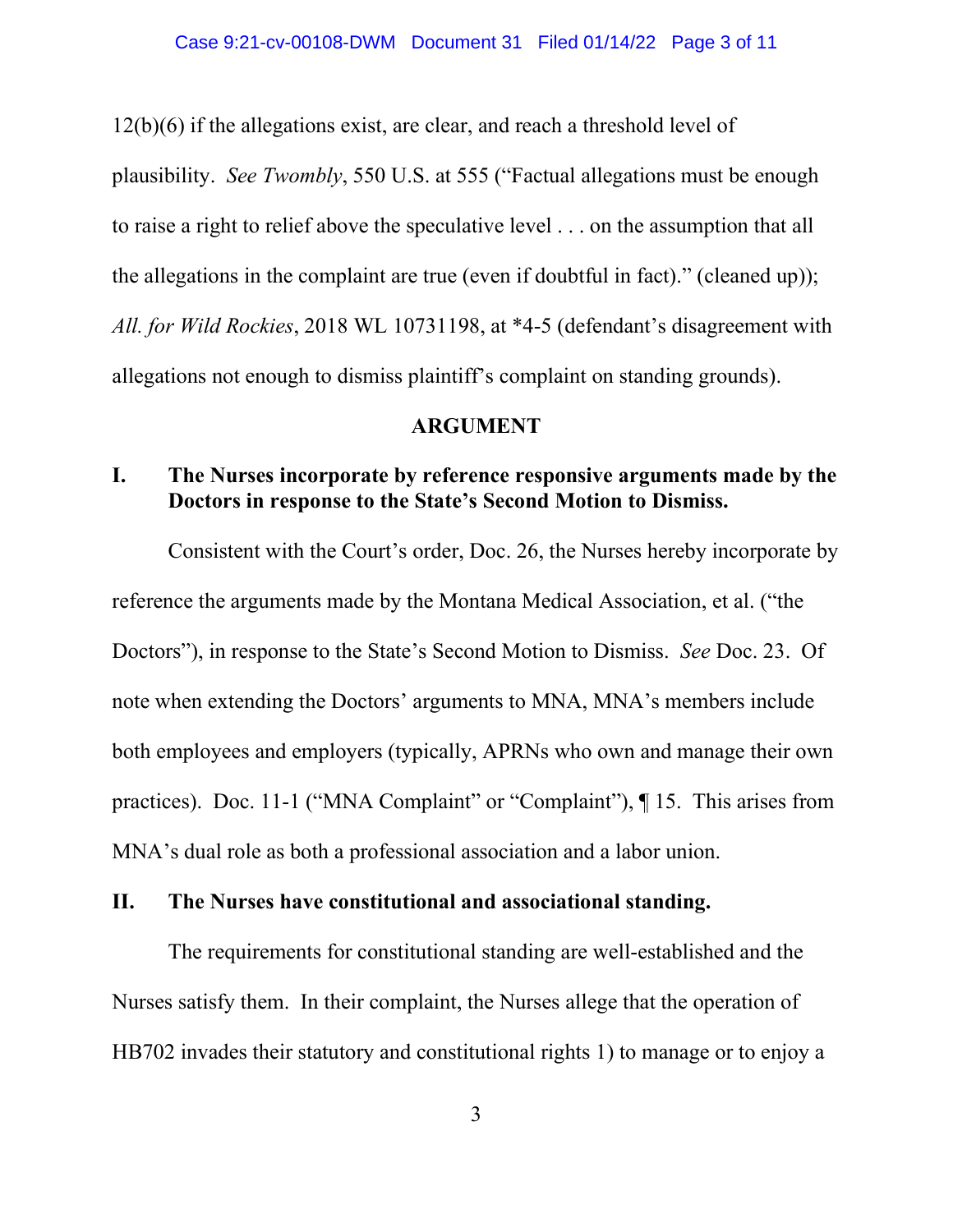12(b)(6) if the allegations exist, are clear, and reach a threshold level of plausibility. *See Twombly*, 550 U.S. at 555 ("Factual allegations must be enough to raise a right to relief above the speculative level . . . on the assumption that all the allegations in the complaint are true (even if doubtful in fact)." (cleaned up)); *All. for Wild Rockies*, 2018 WL 10731198, at *4-5 (defendant's disagreement with allegations not enough to dismiss plaintiff's complaint on standing grounds).

## ARGUMENT

### I. The Nurses incorporate by reference responsive arguments made by the Doctors in response to the State's Second Motion to Dismiss.

Consistent with the Court's order, Doc. 26, the Nurses hereby incorporate by reference the arguments made by the Montana Medical Association, et al. ("the Doctors"), in response to the State's Second Motion to Dismiss. *See* Doc. 23. Of note when extending the Doctors' arguments to MNA, MNA's members include both employees and employers (typically, APRNs who own and manage their own practices). Doc. 11-1 ("MNA Complaint" or "Complaint"), ¶ 15. This arises from MNA's dual role as both a professional association and a labor union.

### II. The Nurses have constitutional and associational standing.

The requirements for constitutional standing are well-established and the Nurses satisfy them. In their complaint, the Nurses allege that the operation of HB702 invades their statutory and constitutional rights 1) to manage or to enjoy a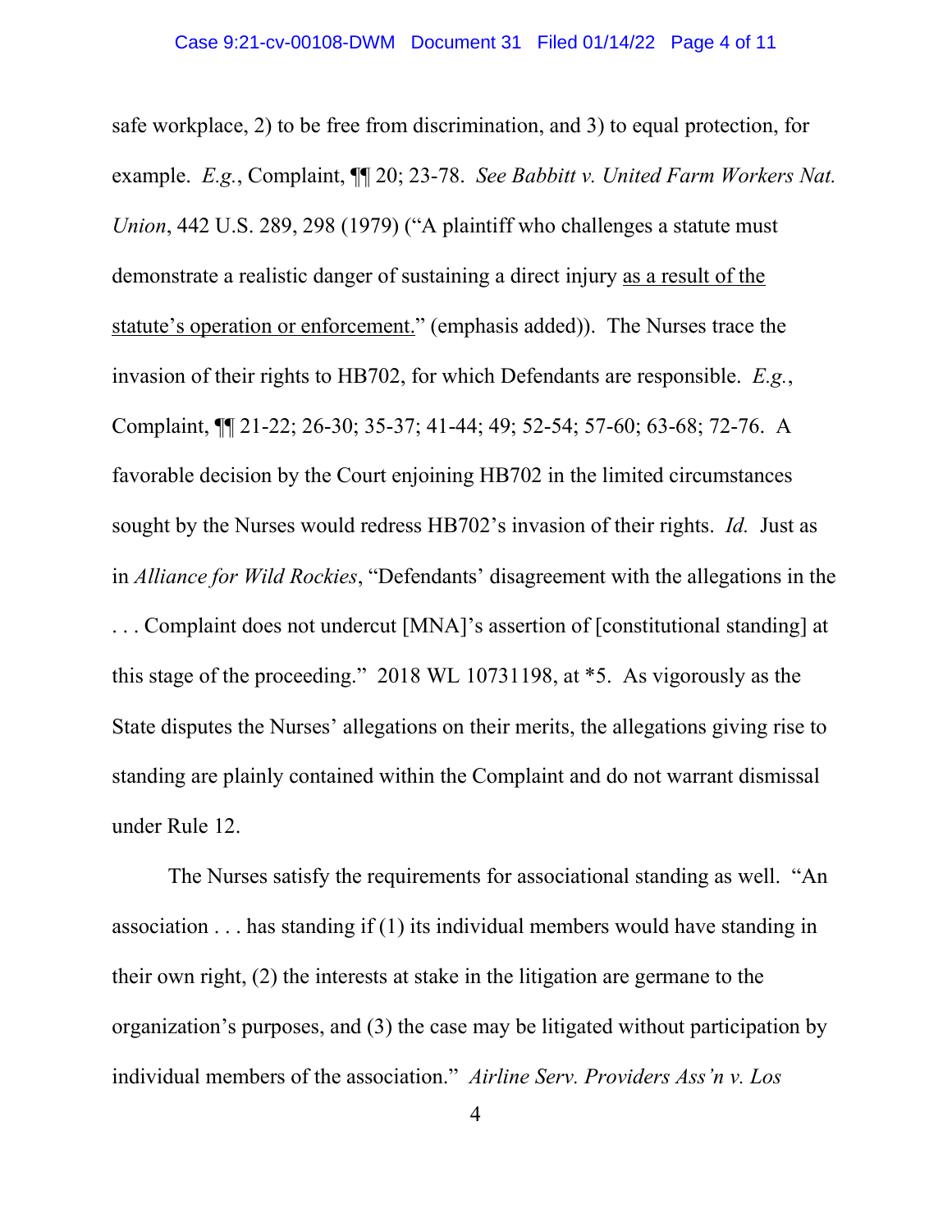safe workplace, 2) to be free from discrimination, and 3) to equal protection, for example. *E.g.*, Complaint, ¶¶ 20; 23-78. *See Babbitt v. United Farm Workers Nat. Union*, 442 U.S. 289, 298 (1979) ("A plaintiff who challenges a statute must demonstrate a realistic danger of sustaining a direct injury <u>as a result of the statute's operation or enforcement.</u>" (emphasis added)). The Nurses trace the invasion of their rights to HB702, for which Defendants are responsible. *E.g.*, Complaint, ¶¶ 21-22; 26-30; 35-37; 41-44; 49; 52-54; 57-60; 63-68; 72-76. A favorable decision by the Court enjoining HB702 in the limited circumstances sought by the Nurses would redress HB702's invasion of their rights. *Id.* Just as in *Alliance for Wild Rockies*, "Defendants' disagreement with the allegations in the . . . Complaint does not undercut [MNA]'s assertion of [constitutional standing] at this stage of the proceeding." 2018 WL 10731198, at *5. As vigorously as the State disputes the Nurses' allegations on their merits, the allegations giving rise to standing are plainly contained within the Complaint and do not warrant dismissal under Rule 12.

The Nurses satisfy the requirements for associational standing as well. "An association . . . has standing if (1) its individual members would have standing in their own right, (2) the interests at stake in the litigation are germane to the organization's purposes, and (3) the case may be litigated without participation by individual members of the association." *Airline Serv. Providers Ass'n v. Los*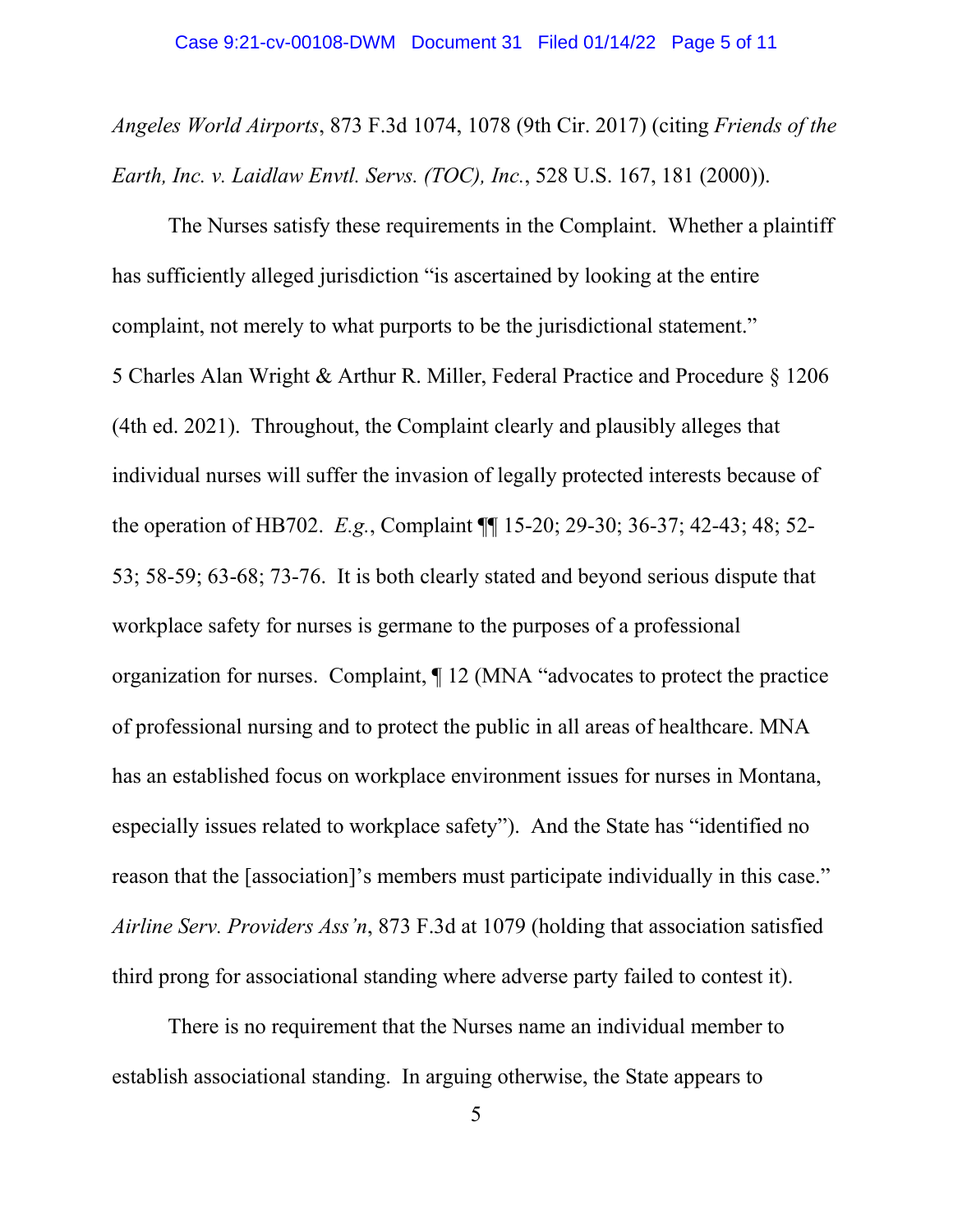*Angeles World Airports*, 873 F.3d 1074, 1078 (9th Cir. 2017) (citing *Friends of the Earth, Inc. v. Laidlaw Envtl. Servs. (TOC), Inc.*, 528 U.S. 167, 181 (2000)).

The Nurses satisfy these requirements in the Complaint. Whether a plaintiff has sufficiently alleged jurisdiction "is ascertained by looking at the entire complaint, not merely to what purports to be the jurisdictional statement." 5 Charles Alan Wright & Arthur R. Miller, Federal Practice and Procedure § 1206 (4th ed. 2021). Throughout, the Complaint clearly and plausibly alleges that individual nurses will suffer the invasion of legally protected interests because of the operation of HB702. *E.g.*, Complaint ¶¶ 15-20; 29-30; 36-37; 42-43; 48; 52-53; 58-59; 63-68; 73-76. It is both clearly stated and beyond serious dispute that workplace safety for nurses is germane to the purposes of a professional organization for nurses. Complaint, ¶ 12 (MNA "advocates to protect the practice of professional nursing and to protect the public in all areas of healthcare. MNA has an established focus on workplace environment issues for nurses in Montana, especially issues related to workplace safety"). And the State has "identified no reason that the [association]'s members must participate individually in this case." *Airline Serv. Providers Ass'n*, 873 F.3d at 1079 (holding that association satisfied third prong for associational standing where adverse party failed to contest it).

There is no requirement that the Nurses name an individual member to establish associational standing. In arguing otherwise, the State appears to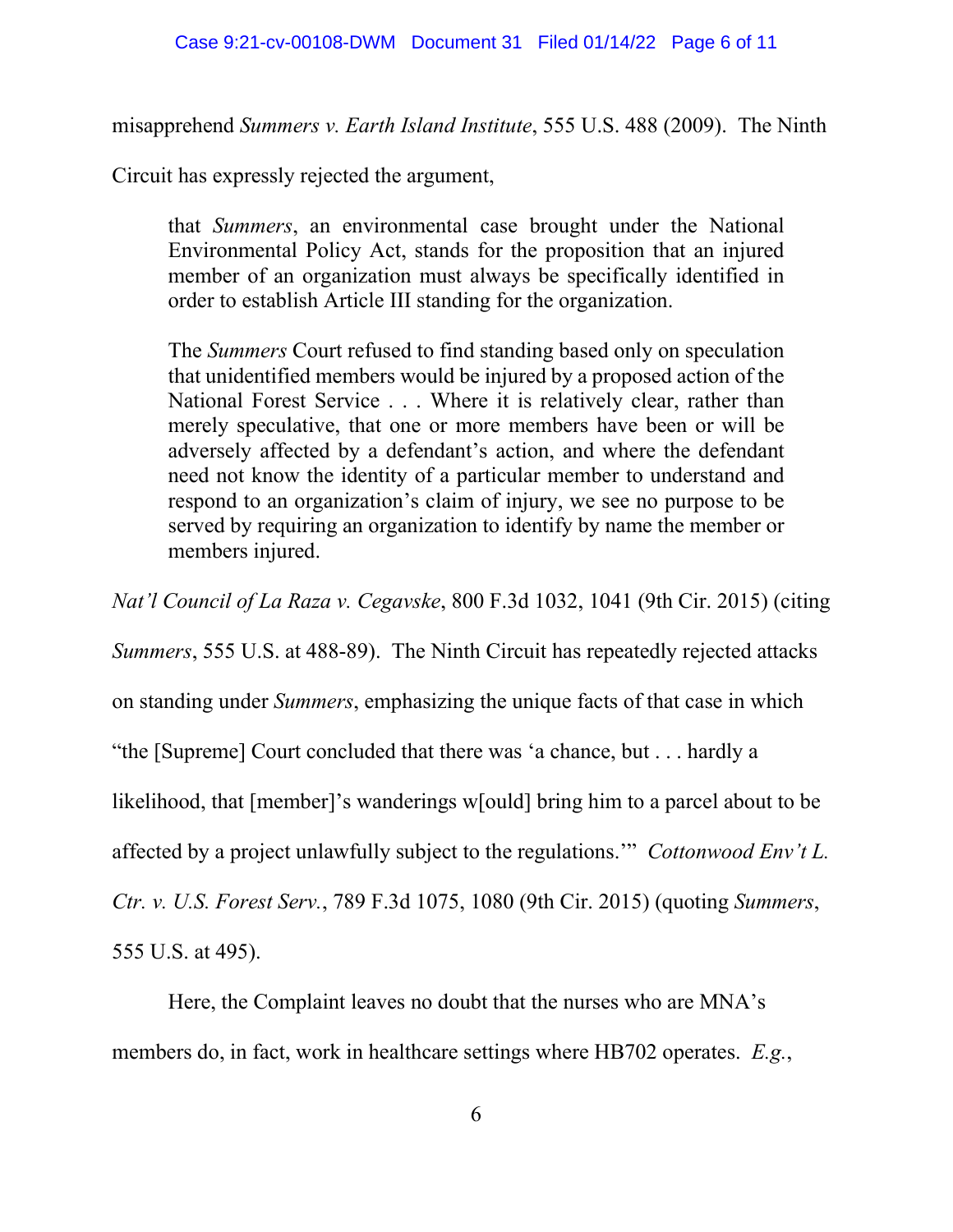misapprehend *Summers v. Earth Island Institute*, 555 U.S. 488 (2009). The Ninth Circuit has expressly rejected the argument,

> that *Summers*, an environmental case brought under the National Environmental Policy Act, stands for the proposition that an injured member of an organization must always be specifically identified in order to establish Article III standing for the organization.
>
> The *Summers* Court refused to find standing based only on speculation that unidentified members would be injured by a proposed action of the National Forest Service . . . Where it is relatively clear, rather than merely speculative, that one or more members have been or will be adversely affected by a defendant's action, and where the defendant need not know the identity of a particular member to understand and respond to an organization's claim of injury, we see no purpose to be served by requiring an organization to identify by name the member or members injured.

*Nat'l Council of La Raza v. Cegavske*, 800 F.3d 1032, 1041 (9th Cir. 2015) (citing *Summers*, 555 U.S. at 488-89). The Ninth Circuit has repeatedly rejected attacks on standing under *Summers*, emphasizing the unique facts of that case in which "the [Supreme] Court concluded that there was 'a chance, but . . . hardly a likelihood, that [member]'s wanderings w[ould] bring him to a parcel about to be affected by a project unlawfully subject to the regulations.'" *Cottonwood Env't L. Ctr. v. U.S. Forest Serv.*, 789 F.3d 1075, 1080 (9th Cir. 2015) (quoting *Summers*, 555 U.S. at 495).

Here, the Complaint leaves no doubt that the nurses who are MNA's members do, in fact, work in healthcare settings where HB702 operates. *E.g.*,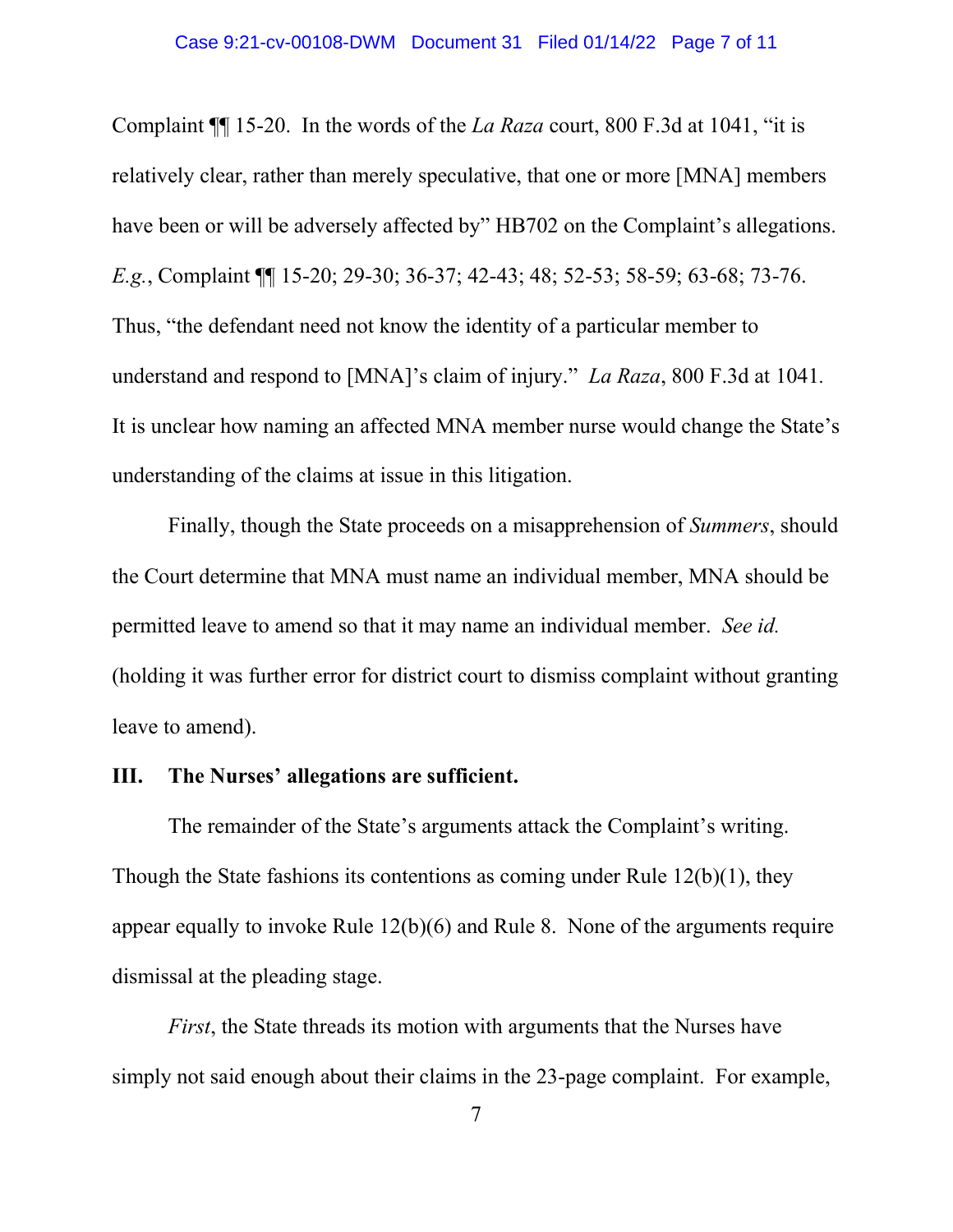Complaint ¶¶ 15-20. In the words of the *La Raza* court, 800 F.3d at 1041, "it is relatively clear, rather than merely speculative, that one or more [MNA] members have been or will be adversely affected by" HB702 on the Complaint's allegations. *E.g.*, Complaint ¶¶ 15-20; 29-30; 36-37; 42-43; 48; 52-53; 58-59; 63-68; 73-76. Thus, "the defendant need not know the identity of a particular member to understand and respond to [MNA]'s claim of injury." *La Raza*, 800 F.3d at 1041. It is unclear how naming an affected MNA member nurse would change the State's understanding of the claims at issue in this litigation.

Finally, though the State proceeds on a misapprehension of *Summers*, should the Court determine that MNA must name an individual member, MNA should be permitted leave to amend so that it may name an individual member. *See id.* (holding it was further error for district court to dismiss complaint without granting leave to amend).

## III. The Nurses' allegations are sufficient.

The remainder of the State's arguments attack the Complaint's writing. Though the State fashions its contentions as coming under Rule 12(b)(1), they appear equally to invoke Rule 12(b)(6) and Rule 8. None of the arguments require dismissal at the pleading stage.

*First*, the State threads its motion with arguments that the Nurses have simply not said enough about their claims in the 23-page complaint. For example,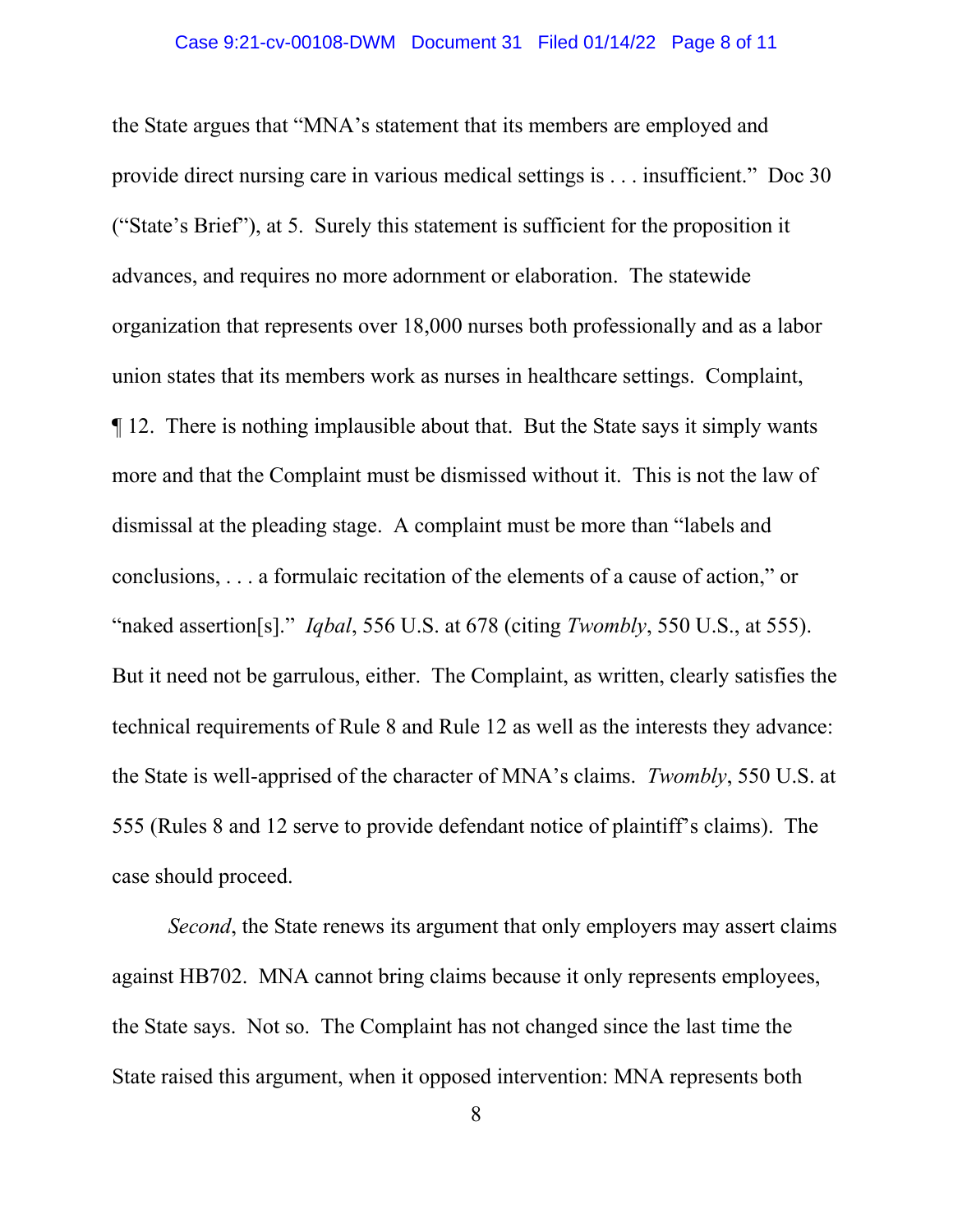the State argues that "MNA's statement that its members are employed and provide direct nursing care in various medical settings is . . . insufficient." Doc 30 ("State's Brief"), at 5. Surely this statement is sufficient for the proposition it advances, and requires no more adornment or elaboration. The statewide organization that represents over 18,000 nurses both professionally and as a labor union states that its members work as nurses in healthcare settings. Complaint, ¶ 12. There is nothing implausible about that. But the State says it simply wants more and that the Complaint must be dismissed without it. This is not the law of dismissal at the pleading stage. A complaint must be more than "labels and conclusions, . . . a formulaic recitation of the elements of a cause of action," or "naked assertion[s]." *Iqbal*, 556 U.S. at 678 (citing *Twombly*, 550 U.S., at 555). But it need not be garrulous, either. The Complaint, as written, clearly satisfies the technical requirements of Rule 8 and Rule 12 as well as the interests they advance: the State is well-apprised of the character of MNA's claims. *Twombly*, 550 U.S. at 555 (Rules 8 and 12 serve to provide defendant notice of plaintiff's claims). The case should proceed.

*Second*, the State renews its argument that only employers may assert claims against HB702. MNA cannot bring claims because it only represents employees, the State says. Not so. The Complaint has not changed since the last time the State raised this argument, when it opposed intervention: MNA represents both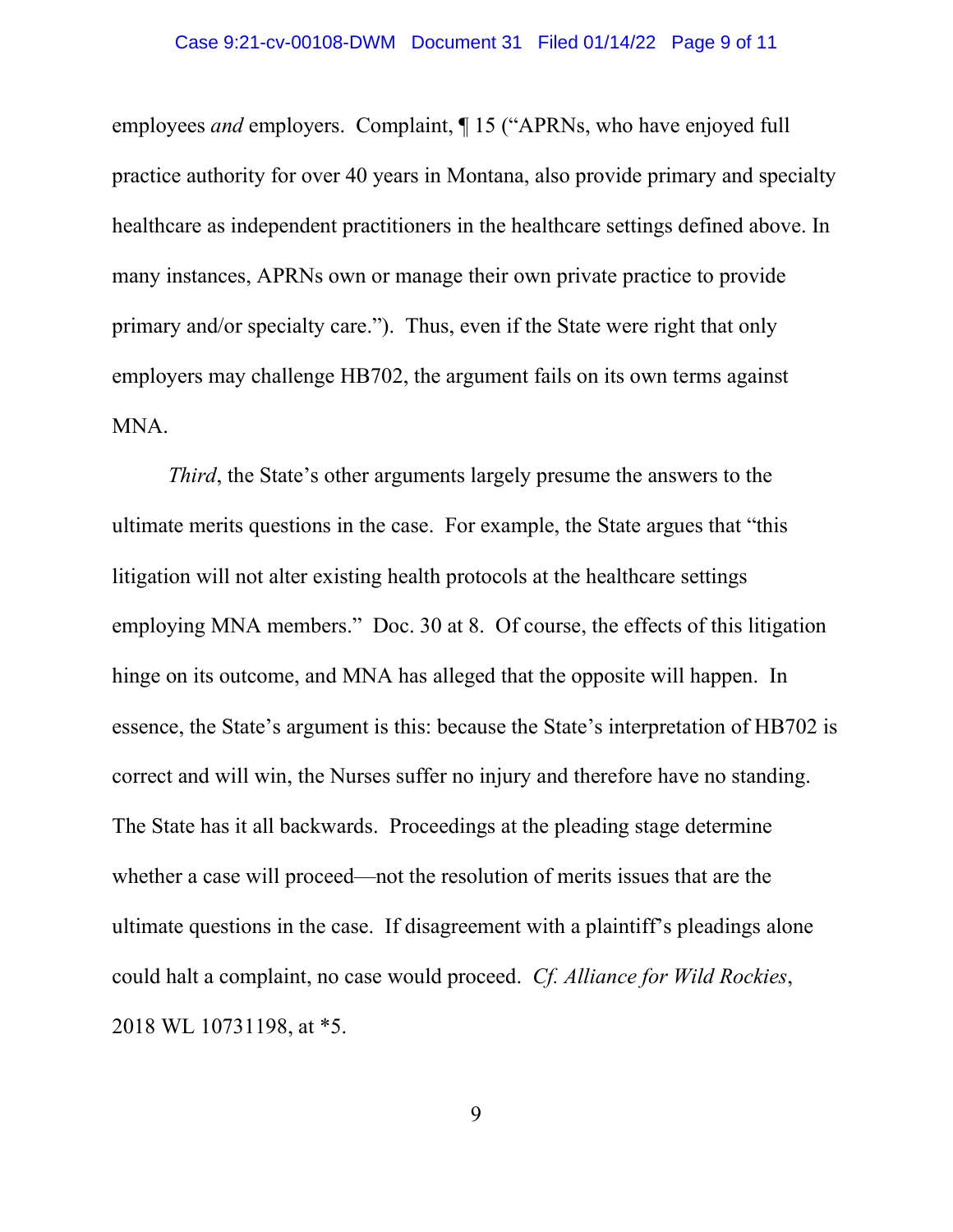employees *and* employers. Complaint, ¶ 15 ("APRNs, who have enjoyed full practice authority for over 40 years in Montana, also provide primary and specialty healthcare as independent practitioners in the healthcare settings defined above. In many instances, APRNs own or manage their own private practice to provide primary and/or specialty care."). Thus, even if the State were right that only employers may challenge HB702, the argument fails on its own terms against MNA.

*Third*, the State's other arguments largely presume the answers to the ultimate merits questions in the case. For example, the State argues that "this litigation will not alter existing health protocols at the healthcare settings employing MNA members." Doc. 30 at 8. Of course, the effects of this litigation hinge on its outcome, and MNA has alleged that the opposite will happen. In essence, the State's argument is this: because the State's interpretation of HB702 is correct and will win, the Nurses suffer no injury and therefore have no standing. The State has it all backwards. Proceedings at the pleading stage determine whether a case will proceed—not the resolution of merits issues that are the ultimate questions in the case. If disagreement with a plaintiff's pleadings alone could halt a complaint, no case would proceed. *Cf. Alliance for Wild Rockies*, 2018 WL 10731198, at *5.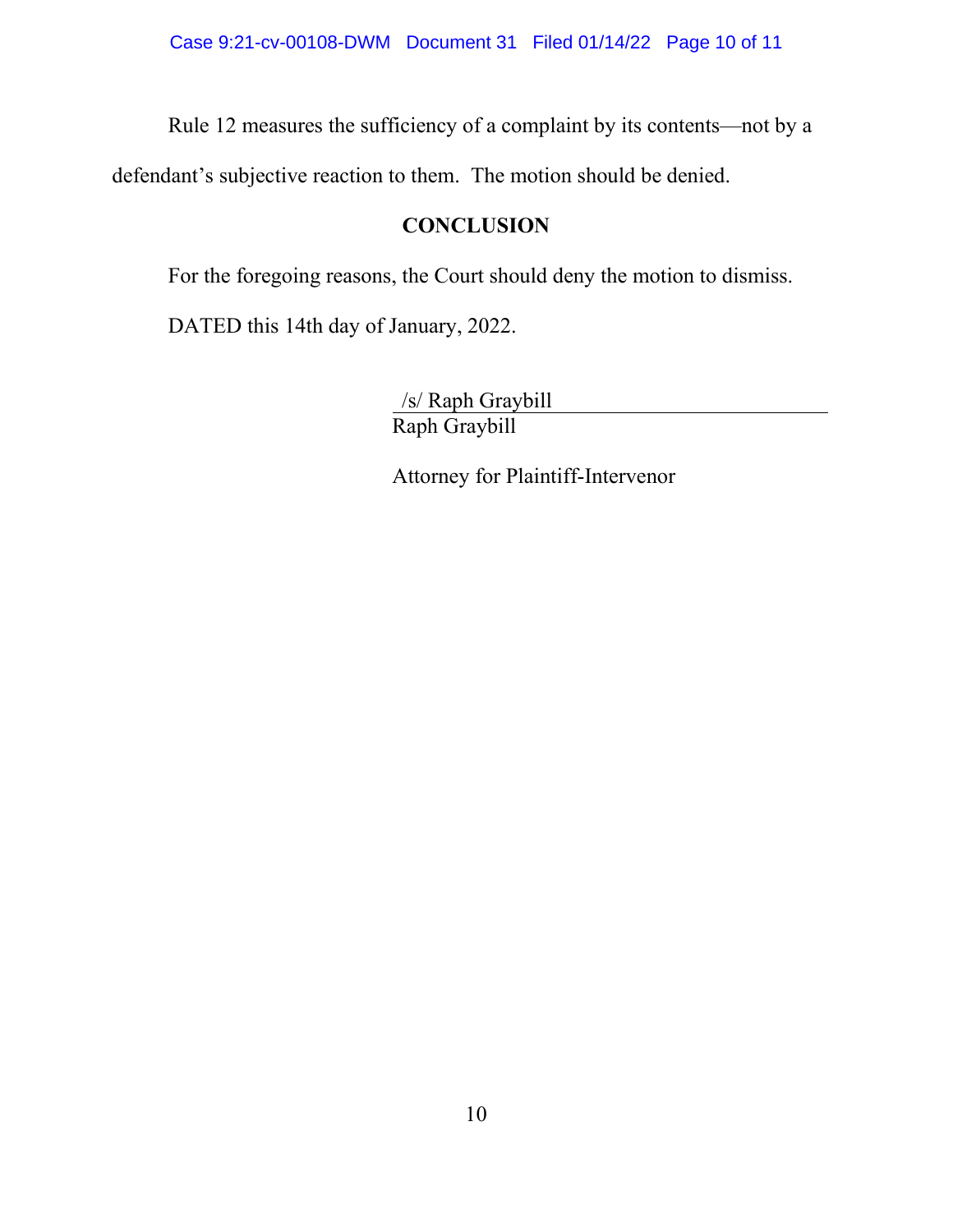Rule 12 measures the sufficiency of a complaint by its contents—not by a defendant's subjective reaction to them. The motion should be denied.

## CONCLUSION

For the foregoing reasons, the Court should deny the motion to dismiss.

DATED this 14th day of January, 2022.

/s/ Raph Graybill
Raph Graybill

Attorney for Plaintiff-Intervenor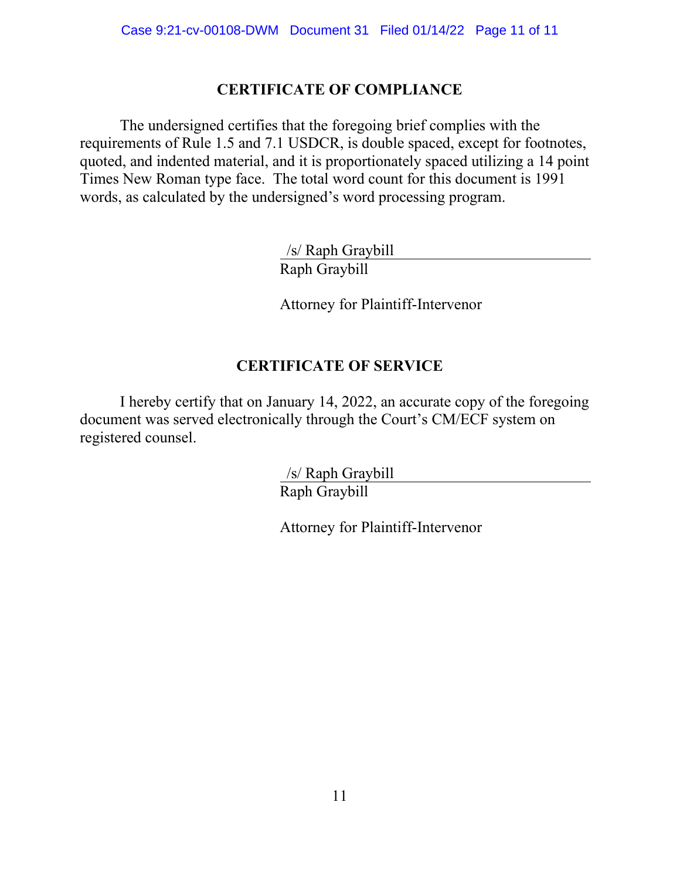## CERTIFICATE OF COMPLIANCE

The undersigned certifies that the foregoing brief complies with the requirements of Rule 1.5 and 7.1 USDCR, is double spaced, except for footnotes, quoted, and indented material, and it is proportionately spaced utilizing a 14 point Times New Roman type face. The total word count for this document is 1991 words, as calculated by the undersigned's word processing program.

/s/ Raph Graybill
Raph Graybill

Attorney for Plaintiff-Intervenor

## CERTIFICATE OF SERVICE

I hereby certify that on January 14, 2022, an accurate copy of the foregoing document was served electronically through the Court's CM/ECF system on registered counsel.

/s/ Raph Graybill
Raph Graybill

Attorney for Plaintiff-Intervenor